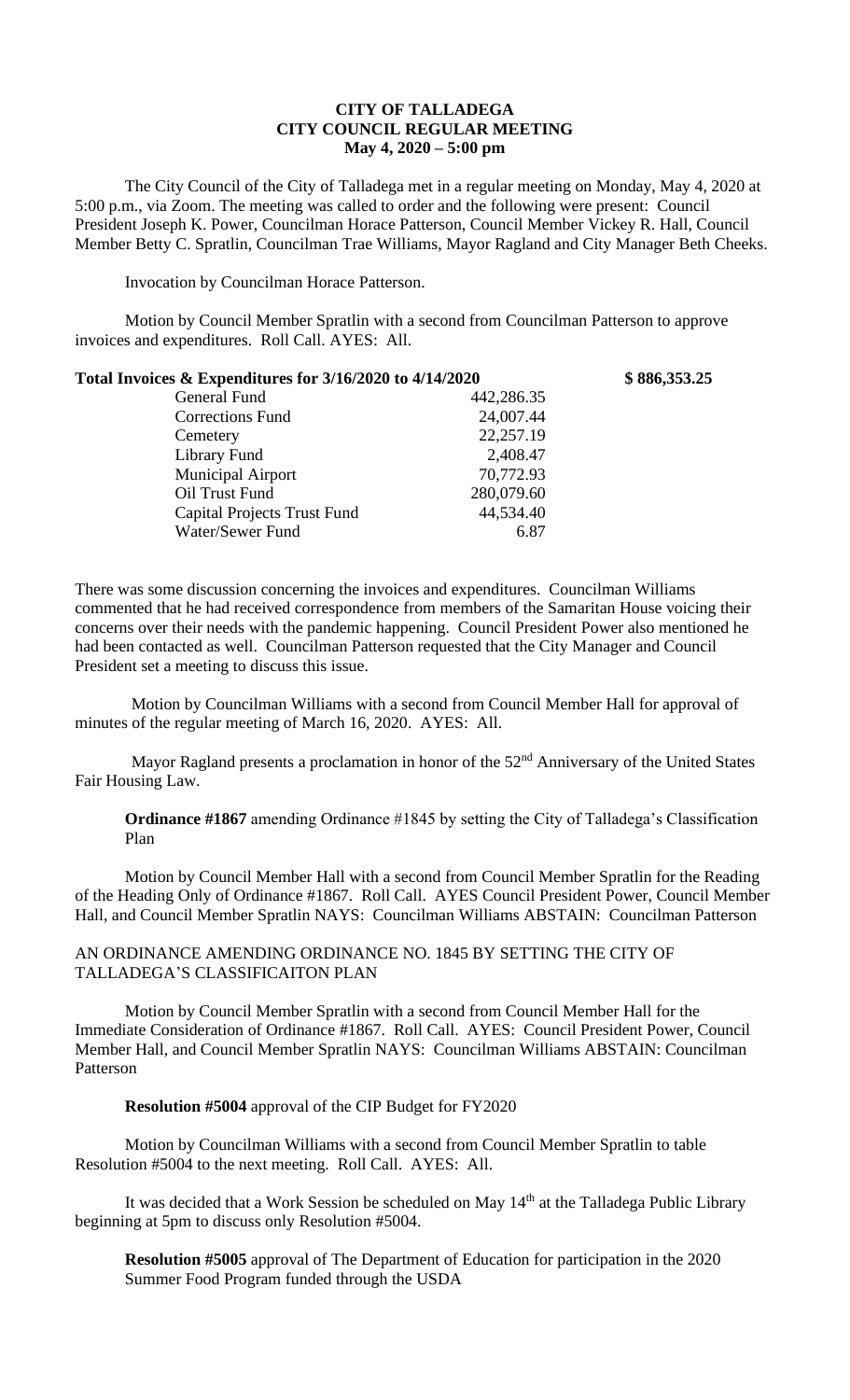# CITY OF TALLADEGA
## CITY COUNCIL REGULAR MEETING
### May 4, 2020 – 5:00 pm

The City Council of the City of Talladega met in a regular meeting on Monday, May 4, 2020 at 5:00 p.m., via Zoom. The meeting was called to order and the following were present: Council President Joseph K. Power, Councilman Horace Patterson, Council Member Vickey R. Hall, Council Member Betty C. Spratlin, Councilman Trae Williams, Mayor Ragland and City Manager Beth Cheeks.

Invocation by Councilman Horace Patterson.

Motion by Council Member Spratlin with a second from Councilman Patterson to approve invoices and expenditures. Roll Call. AYES: All.

**Total Invoices & Expenditures for 3/16/2020 to 4/14/2020 \$ 886,353.25**

| | |
|---|---|
| General Fund | 442,286.35 |
| Corrections Fund | 24,007.44 |
| Cemetery | 22,257.19 |
| Library Fund | 2,408.47 |
| Municipal Airport | 70,772.93 |
| Oil Trust Fund | 280,079.60 |
| Capital Projects Trust Fund | 44,534.40 |
| Water/Sewer Fund | 6.87 |

There was some discussion concerning the invoices and expenditures. Councilman Williams commented that he had received correspondence from members of the Samaritan House voicing their concerns over their needs with the pandemic happening. Council President Power also mentioned he had been contacted as well. Councilman Patterson requested that the City Manager and Council President set a meeting to discuss this issue.

Motion by Councilman Williams with a second from Council Member Hall for approval of minutes of the regular meeting of March 16, 2020. AYES: All.

Mayor Ragland presents a proclamation in honor of the 52nd Anniversary of the United States Fair Housing Law.

**Ordinance #1867** amending Ordinance #1845 by setting the City of Talladega's Classification Plan

Motion by Council Member Hall with a second from Council Member Spratlin for the Reading of the Heading Only of Ordinance #1867. Roll Call. AYES Council President Power, Council Member Hall, and Council Member Spratlin NAYS: Councilman Williams ABSTAIN: Councilman Patterson

AN ORDINANCE AMENDING ORDINANCE NO. 1845 BY SETTING THE CITY OF TALLADEGA'S CLASSIFICAITON PLAN

Motion by Council Member Spratlin with a second from Council Member Hall for the Immediate Consideration of Ordinance #1867. Roll Call. AYES: Council President Power, Council Member Hall, and Council Member Spratlin NAYS: Councilman Williams ABSTAIN: Councilman Patterson

**Resolution #5004** approval of the CIP Budget for FY2020

Motion by Councilman Williams with a second from Council Member Spratlin to table Resolution #5004 to the next meeting. Roll Call. AYES: All.

It was decided that a Work Session be scheduled on May 14th at the Talladega Public Library beginning at 5pm to discuss only Resolution #5004.

**Resolution #5005** approval of The Department of Education for participation in the 2020 Summer Food Program funded through the USDA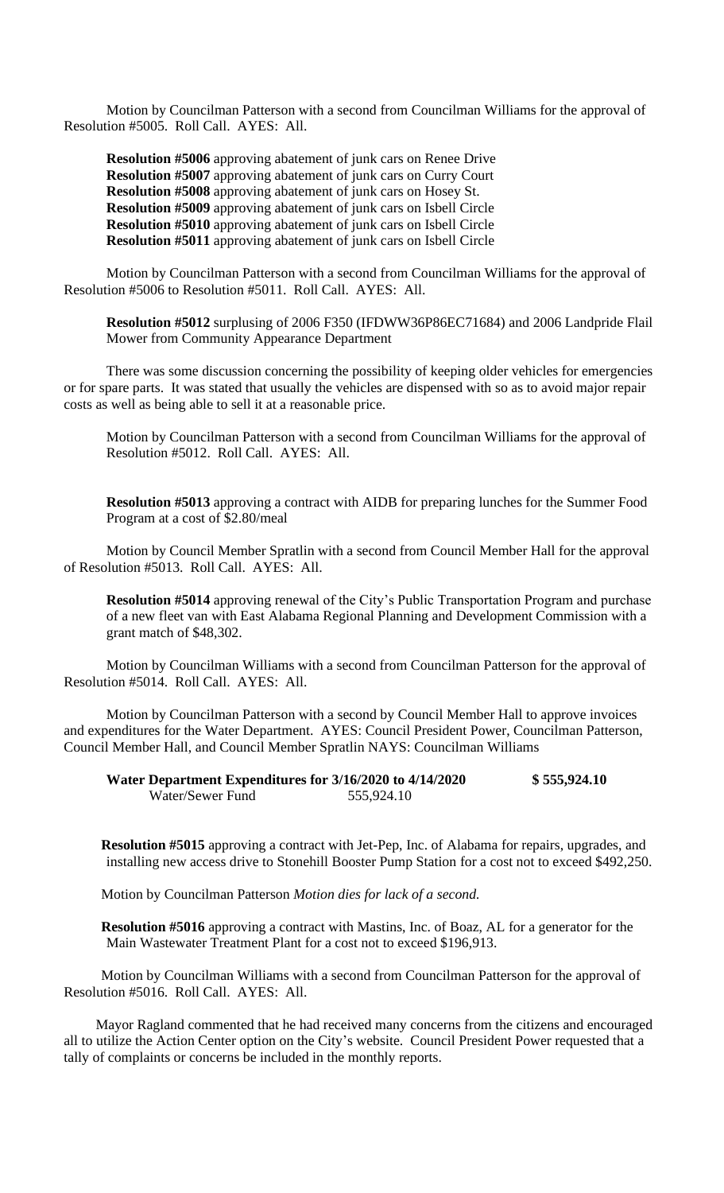Motion by Councilman Patterson with a second from Councilman Williams for the approval of Resolution #5005. Roll Call. AYES: All.

**Resolution #5006** approving abatement of junk cars on Renee Drive
**Resolution #5007** approving abatement of junk cars on Curry Court
**Resolution #5008** approving abatement of junk cars on Hosey St.
**Resolution #5009** approving abatement of junk cars on Isbell Circle
**Resolution #5010** approving abatement of junk cars on Isbell Circle
**Resolution #5011** approving abatement of junk cars on Isbell Circle

Motion by Councilman Patterson with a second from Councilman Williams for the approval of Resolution #5006 to Resolution #5011. Roll Call. AYES: All.

**Resolution #5012** surplusing of 2006 F350 (IFDWW36P86EC71684) and 2006 Landpride Flail Mower from Community Appearance Department

There was some discussion concerning the possibility of keeping older vehicles for emergencies or for spare parts. It was stated that usually the vehicles are dispensed with so as to avoid major repair costs as well as being able to sell it at a reasonable price.

Motion by Councilman Patterson with a second from Councilman Williams for the approval of Resolution #5012. Roll Call. AYES: All.

**Resolution #5013** approving a contract with AIDB for preparing lunches for the Summer Food Program at a cost of $2.80/meal

Motion by Council Member Spratlin with a second from Council Member Hall for the approval of Resolution #5013. Roll Call. AYES: All.

**Resolution #5014** approving renewal of the City's Public Transportation Program and purchase of a new fleet van with East Alabama Regional Planning and Development Commission with a grant match of $48,302.

Motion by Councilman Williams with a second from Councilman Patterson for the approval of Resolution #5014. Roll Call. AYES: All.

Motion by Councilman Patterson with a second by Council Member Hall to approve invoices and expenditures for the Water Department. AYES: Council President Power, Councilman Patterson, Council Member Hall, and Council Member Spratlin NAYS: Councilman Williams

| **Water Department Expenditures for 3/16/2020 to 4/14/2020** | | **$ 555,924.10** |
|---|---|---|
| Water/Sewer Fund | 555,924.10 | |

**Resolution #5015** approving a contract with Jet-Pep, Inc. of Alabama for repairs, upgrades, and installing new access drive to Stonehill Booster Pump Station for a cost not to exceed $492,250.

Motion by Councilman Patterson *Motion dies for lack of a second.*

**Resolution #5016** approving a contract with Mastins, Inc. of Boaz, AL for a generator for the Main Wastewater Treatment Plant for a cost not to exceed $196,913.

Motion by Councilman Williams with a second from Councilman Patterson for the approval of Resolution #5016. Roll Call. AYES: All.

Mayor Ragland commented that he had received many concerns from the citizens and encouraged all to utilize the Action Center option on the City's website. Council President Power requested that a tally of complaints or concerns be included in the monthly reports.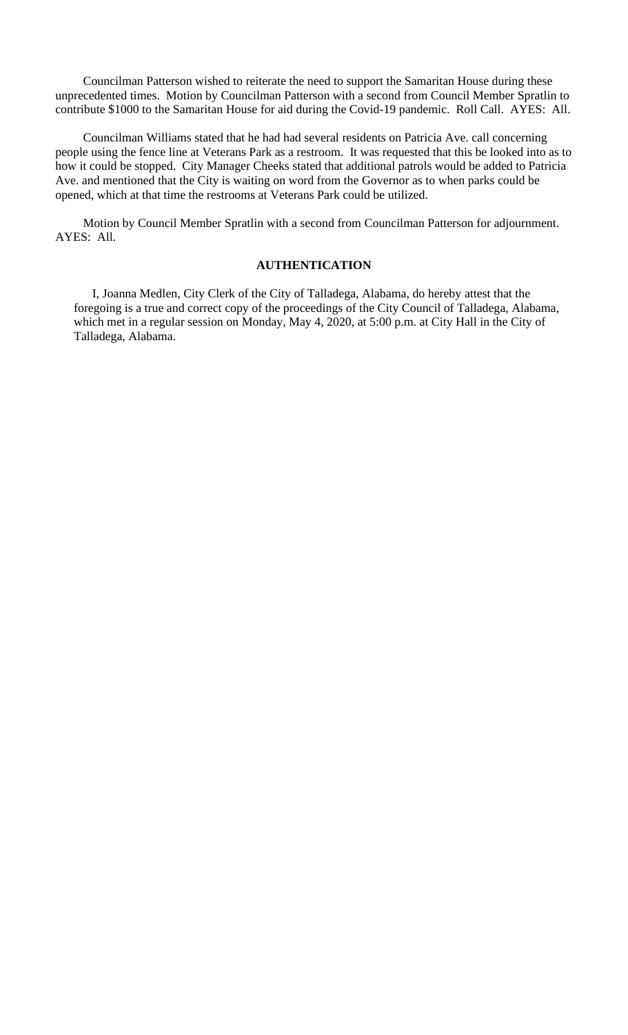Councilman Patterson wished to reiterate the need to support the Samaritan House during these unprecedented times. Motion by Councilman Patterson with a second from Council Member Spratlin to contribute $1000 to the Samaritan House for aid during the Covid-19 pandemic. Roll Call. AYES: All.

Councilman Williams stated that he had had several residents on Patricia Ave. call concerning people using the fence line at Veterans Park as a restroom. It was requested that this be looked into as to how it could be stopped. City Manager Cheeks stated that additional patrols would be added to Patricia Ave. and mentioned that the City is waiting on word from the Governor as to when parks could be opened, which at that time the restrooms at Veterans Park could be utilized.

Motion by Council Member Spratlin with a second from Councilman Patterson for adjournment. AYES: All.

**AUTHENTICATION**

I, Joanna Medlen, City Clerk of the City of Talladega, Alabama, do hereby attest that the foregoing is a true and correct copy of the proceedings of the City Council of Talladega, Alabama, which met in a regular session on Monday, May 4, 2020, at 5:00 p.m. at City Hall in the City of Talladega, Alabama.